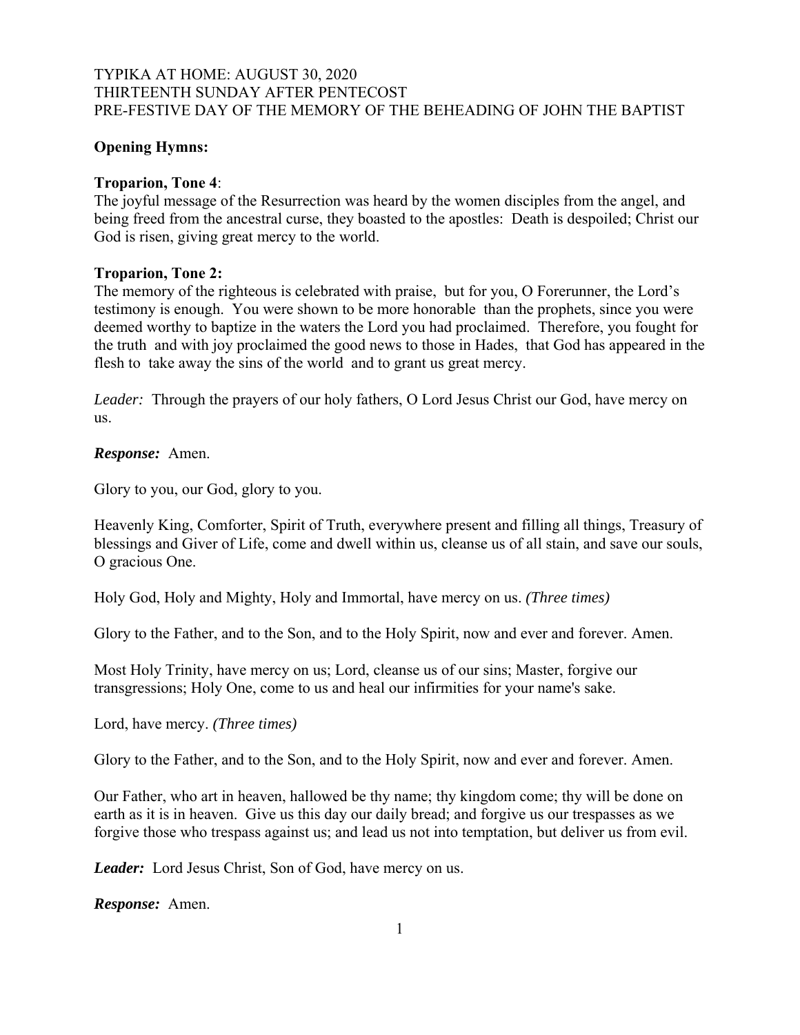TYPIKA AT HOME: AUGUST 30, 2020
THIRTEENTH SUNDAY AFTER PENTECOST
PRE-FESTIVE DAY OF THE MEMORY OF THE BEHEADING OF JOHN THE BAPTIST

**Opening Hymns:**

**Troparion, Tone 4**:
The joyful message of the Resurrection was heard by the women disciples from the angel, and being freed from the ancestral curse, they boasted to the apostles: Death is despoiled; Christ our God is risen, giving great mercy to the world.

**Troparion, Tone 2:**
The memory of the righteous is celebrated with praise, but for you, O Forerunner, the Lord's testimony is enough. You were shown to be more honorable than the prophets, since you were deemed worthy to baptize in the waters the Lord you had proclaimed. Therefore, you fought for the truth and with joy proclaimed the good news to those in Hades, that God has appeared in the flesh to take away the sins of the world and to grant us great mercy.

*Leader:* Through the prayers of our holy fathers, O Lord Jesus Christ our God, have mercy on us.

***Response:*** Amen.

Glory to you, our God, glory to you.

Heavenly King, Comforter, Spirit of Truth, everywhere present and filling all things, Treasury of blessings and Giver of Life, come and dwell within us, cleanse us of all stain, and save our souls, O gracious One.

Holy God, Holy and Mighty, Holy and Immortal, have mercy on us. *(Three times)*

Glory to the Father, and to the Son, and to the Holy Spirit, now and ever and forever. Amen.

Most Holy Trinity, have mercy on us; Lord, cleanse us of our sins; Master, forgive our transgressions; Holy One, come to us and heal our infirmities for your name's sake.

Lord, have mercy. *(Three times)*

Glory to the Father, and to the Son, and to the Holy Spirit, now and ever and forever. Amen.

Our Father, who art in heaven, hallowed be thy name; thy kingdom come; thy will be done on earth as it is in heaven. Give us this day our daily bread; and forgive us our trespasses as we forgive those who trespass against us; and lead us not into temptation, but deliver us from evil.

***Leader:*** Lord Jesus Christ, Son of God, have mercy on us.

***Response:*** Amen.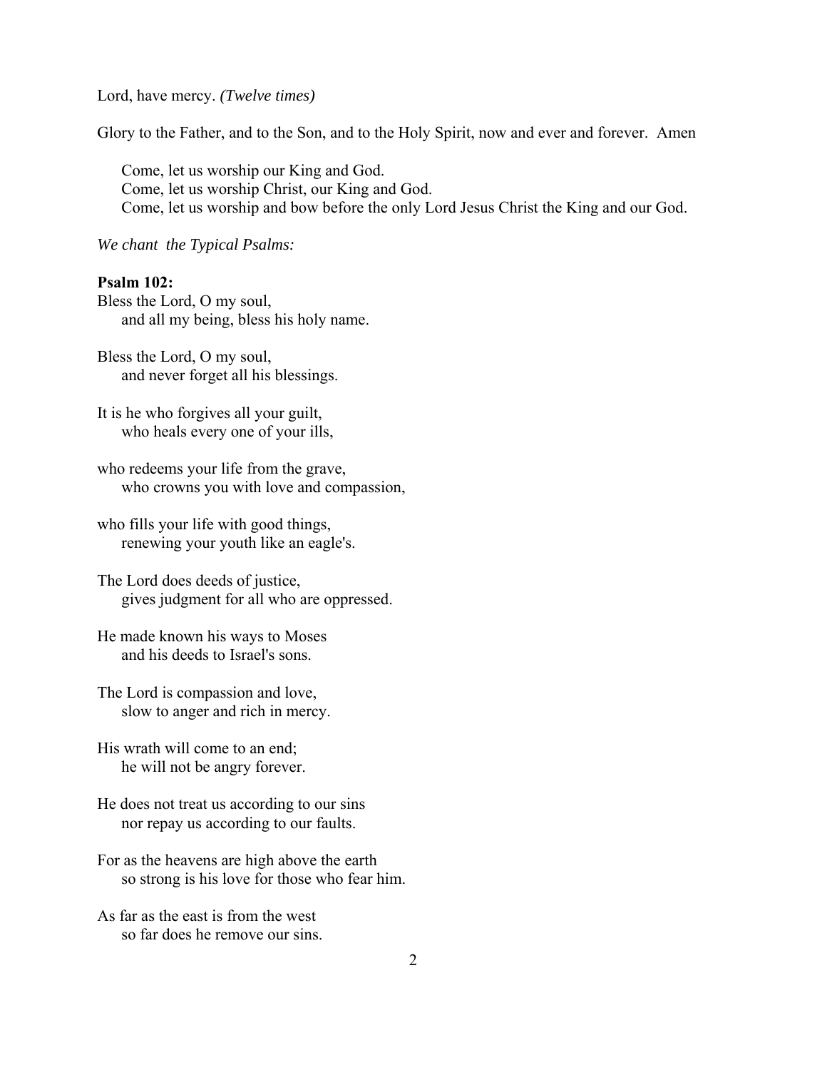Lord, have mercy. *(Twelve times)*

Glory to the Father, and to the Son, and to the Holy Spirit, now and ever and forever.  Amen

Come, let us worship our King and God.
Come, let us worship Christ, our King and God.
Come, let us worship and bow before the only Lord Jesus Christ the King and our God.

*We chant the Typical Psalms:*

**Psalm 102:**
Bless the Lord, O my soul,
and all my being, bless his holy name.

Bless the Lord, O my soul,
and never forget all his blessings.

It is he who forgives all your guilt,
who heals every one of your ills,

who redeems your life from the grave,
who crowns you with love and compassion,

who fills your life with good things,
renewing your youth like an eagle's.

The Lord does deeds of justice,
gives judgment for all who are oppressed.

He made known his ways to Moses
and his deeds to Israel's sons.

The Lord is compassion and love,
slow to anger and rich in mercy.

His wrath will come to an end;
he will not be angry forever.

He does not treat us according to our sins
nor repay us according to our faults.

For as the heavens are high above the earth
so strong is his love for those who fear him.

As far as the east is from the west
so far does he remove our sins.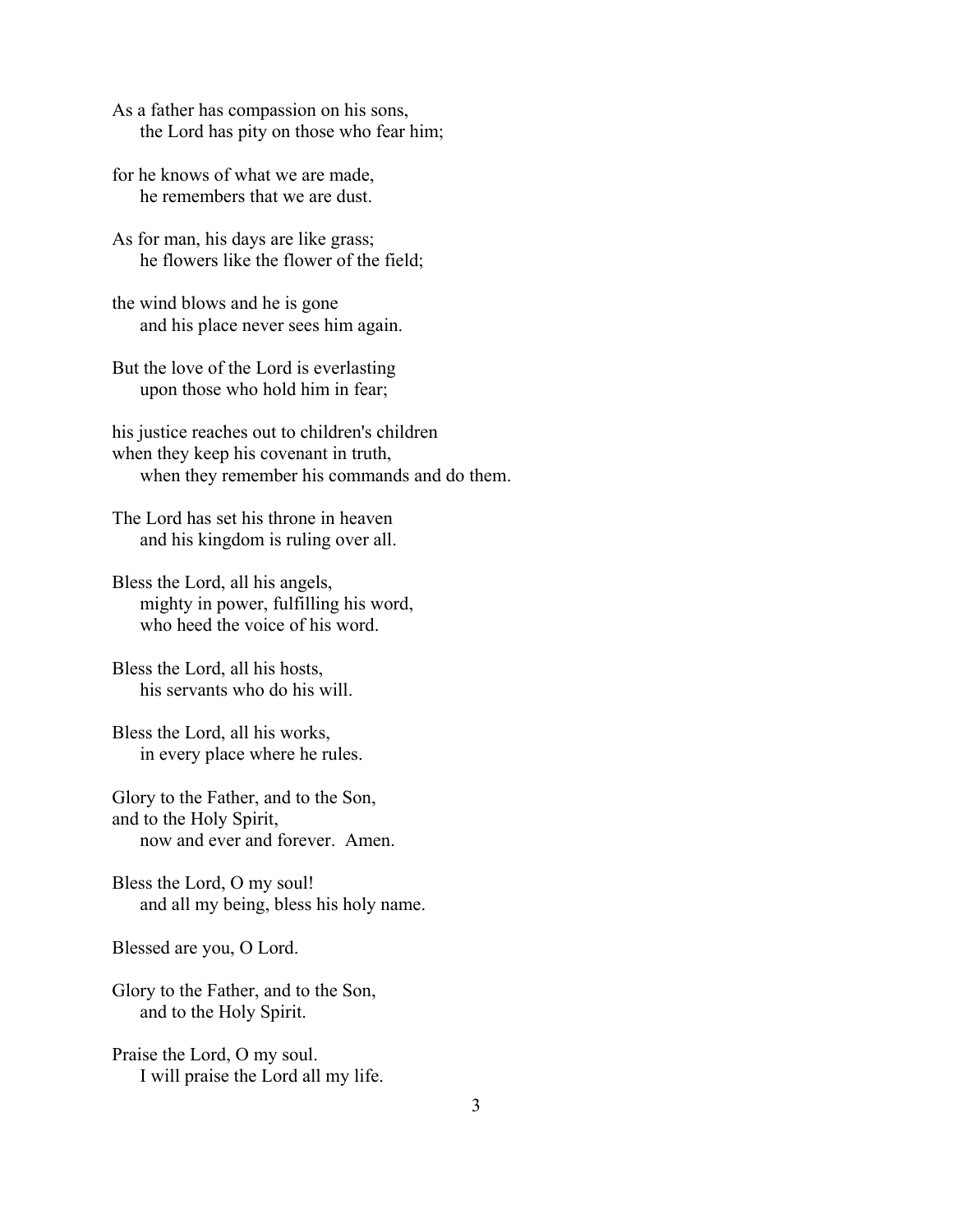As a father has compassion on his sons,
    the Lord has pity on those who fear him;

for he knows of what we are made,
    he remembers that we are dust.

As for man, his days are like grass;
    he flowers like the flower of the field;

the wind blows and he is gone
    and his place never sees him again.

But the love of the Lord is everlasting
    upon those who hold him in fear;

his justice reaches out to children's children
when they keep his covenant in truth,
    when they remember his commands and do them.

The Lord has set his throne in heaven
    and his kingdom is ruling over all.

Bless the Lord, all his angels,
    mighty in power, fulfilling his word,
    who heed the voice of his word.

Bless the Lord, all his hosts,
    his servants who do his will.

Bless the Lord, all his works,
    in every place where he rules.

Glory to the Father, and to the Son,
and to the Holy Spirit,
    now and ever and forever.  Amen.

Bless the Lord, O my soul!
    and all my being, bless his holy name.

Blessed are you, O Lord.

Glory to the Father, and to the Son,
    and to the Holy Spirit.

Praise the Lord, O my soul.
    I will praise the Lord all my life.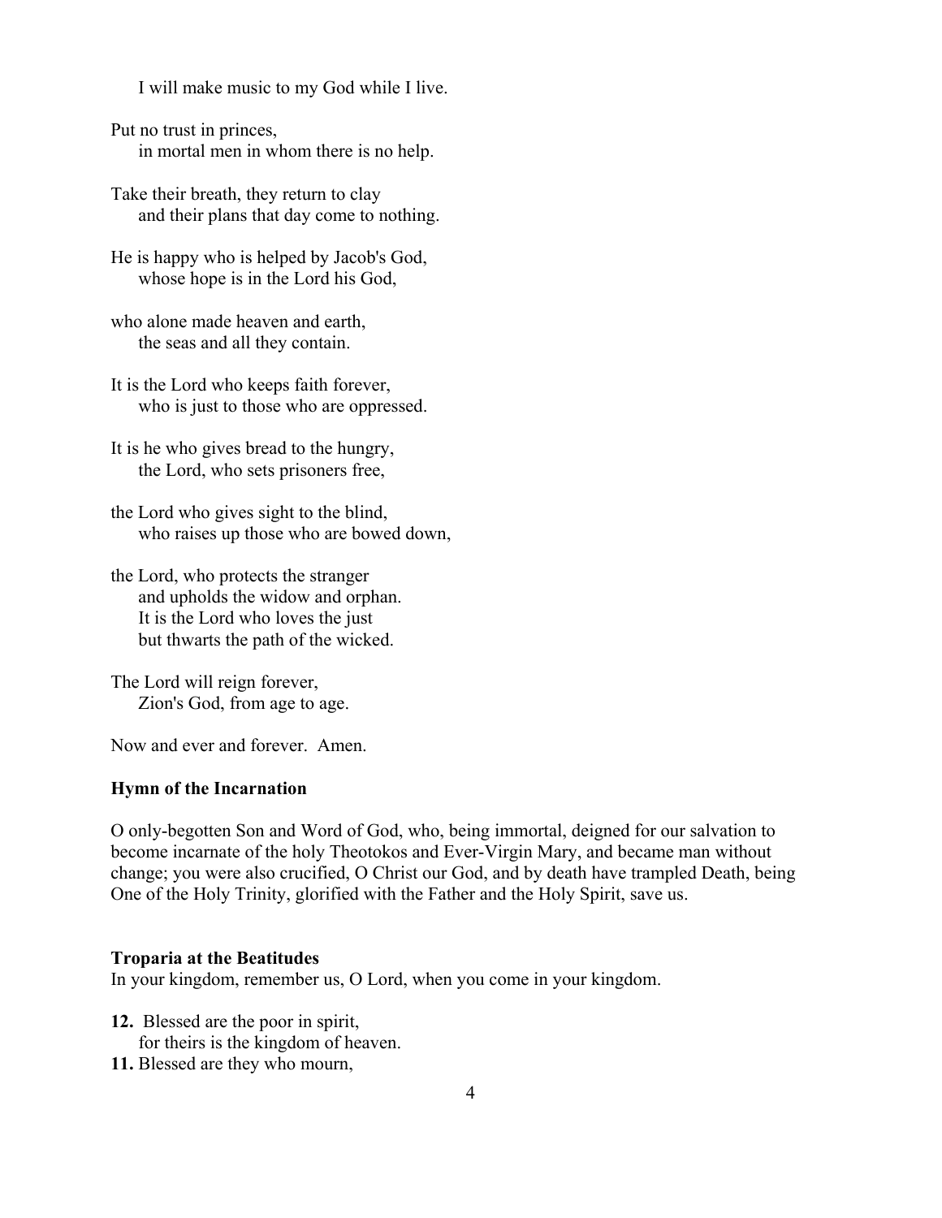I will make music to my God while I live.

Put no trust in princes,
in mortal men in whom there is no help.

Take their breath, they return to clay
and their plans that day come to nothing.

He is happy who is helped by Jacob's God,
whose hope is in the Lord his God,

who alone made heaven and earth,
the seas and all they contain.

It is the Lord who keeps faith forever,
who is just to those who are oppressed.

It is he who gives bread to the hungry,
the Lord, who sets prisoners free,

the Lord who gives sight to the blind,
who raises up those who are bowed down,

the Lord, who protects the stranger
and upholds the widow and orphan.
It is the Lord who loves the just
but thwarts the path of the wicked.

The Lord will reign forever,
Zion's God, from age to age.

Now and ever and forever. Amen.

**Hymn of the Incarnation**

O only-begotten Son and Word of God, who, being immortal, deigned for our salvation to become incarnate of the holy Theotokos and Ever-Virgin Mary, and became man without change; you were also crucified, O Christ our God, and by death have trampled Death, being One of the Holy Trinity, glorified with the Father and the Holy Spirit, save us.

**Troparia at the Beatitudes**
In your kingdom, remember us, O Lord, when you come in your kingdom.

**12.** Blessed are the poor in spirit,
for theirs is the kingdom of heaven.
**11.** Blessed are they who mourn,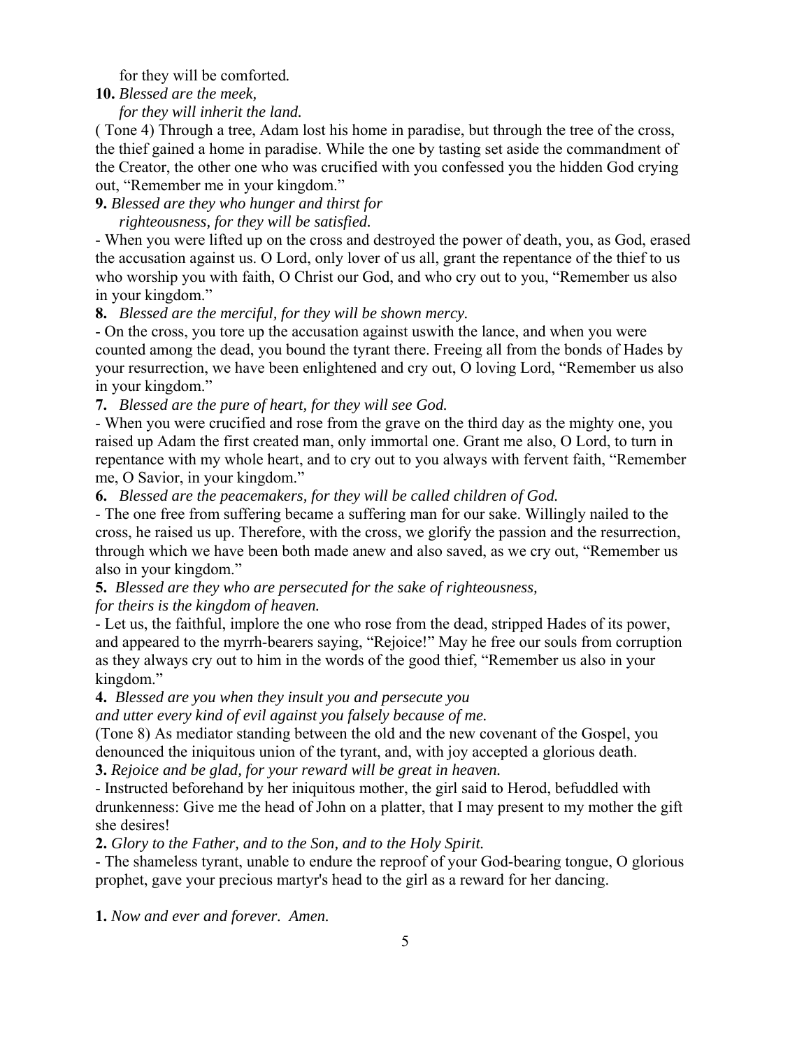for they will be comforted.

**10.** *Blessed are the meek,*
*for they will inherit the land.*

( Tone 4) Through a tree, Adam lost his home in paradise, but through the tree of the cross, the thief gained a home in paradise. While the one by tasting set aside the commandment of the Creator, the other one who was crucified with you confessed you the hidden God crying out, "Remember me in your kingdom."

**9.** *Blessed are they who hunger and thirst for*
*righteousness, for they will be satisfied.*

- When you were lifted up on the cross and destroyed the power of death, you, as God, erased the accusation against us. O Lord, only lover of us all, grant the repentance of the thief to us who worship you with faith, O Christ our God, and who cry out to you, "Remember us also in your kingdom."

**8.** *Blessed are the merciful, for they will be shown mercy.*

- On the cross, you tore up the accusation against uswith the lance, and when you were counted among the dead, you bound the tyrant there. Freeing all from the bonds of Hades by your resurrection, we have been enlightened and cry out, O loving Lord, "Remember us also in your kingdom."

**7.** *Blessed are the pure of heart, for they will see God.*

- When you were crucified and rose from the grave on the third day as the mighty one, you raised up Adam the first created man, only immortal one. Grant me also, O Lord, to turn in repentance with my whole heart, and to cry out to you always with fervent faith, "Remember me, O Savior, in your kingdom."

**6.** *Blessed are the peacemakers, for they will be called children of God.*

- The one free from suffering became a suffering man for our sake. Willingly nailed to the cross, he raised us up. Therefore, with the cross, we glorify the passion and the resurrection, through which we have been both made anew and also saved, as we cry out, "Remember us also in your kingdom."

**5.** *Blessed are they who are persecuted for the sake of righteousness,*
*for theirs is the kingdom of heaven.*

- Let us, the faithful, implore the one who rose from the dead, stripped Hades of its power, and appeared to the myrrh-bearers saying, "Rejoice!" May he free our souls from corruption as they always cry out to him in the words of the good thief, "Remember us also in your kingdom."

**4.** *Blessed are you when they insult you and persecute you*
*and utter every kind of evil against you falsely because of me.*

(Tone 8) As mediator standing between the old and the new covenant of the Gospel, you denounced the iniquitous union of the tyrant, and, with joy accepted a glorious death.

**3.** *Rejoice and be glad, for your reward will be great in heaven.*

- Instructed beforehand by her iniquitous mother, the girl said to Herod, befuddled with drunkenness: Give me the head of John on a platter, that I may present to my mother the gift she desires!

**2.** *Glory to the Father, and to the Son, and to the Holy Spirit.*

- The shameless tyrant, unable to endure the reproof of your God-bearing tongue, O glorious prophet, gave your precious martyr's head to the girl as a reward for her dancing.

**1.** *Now and ever and forever. Amen.*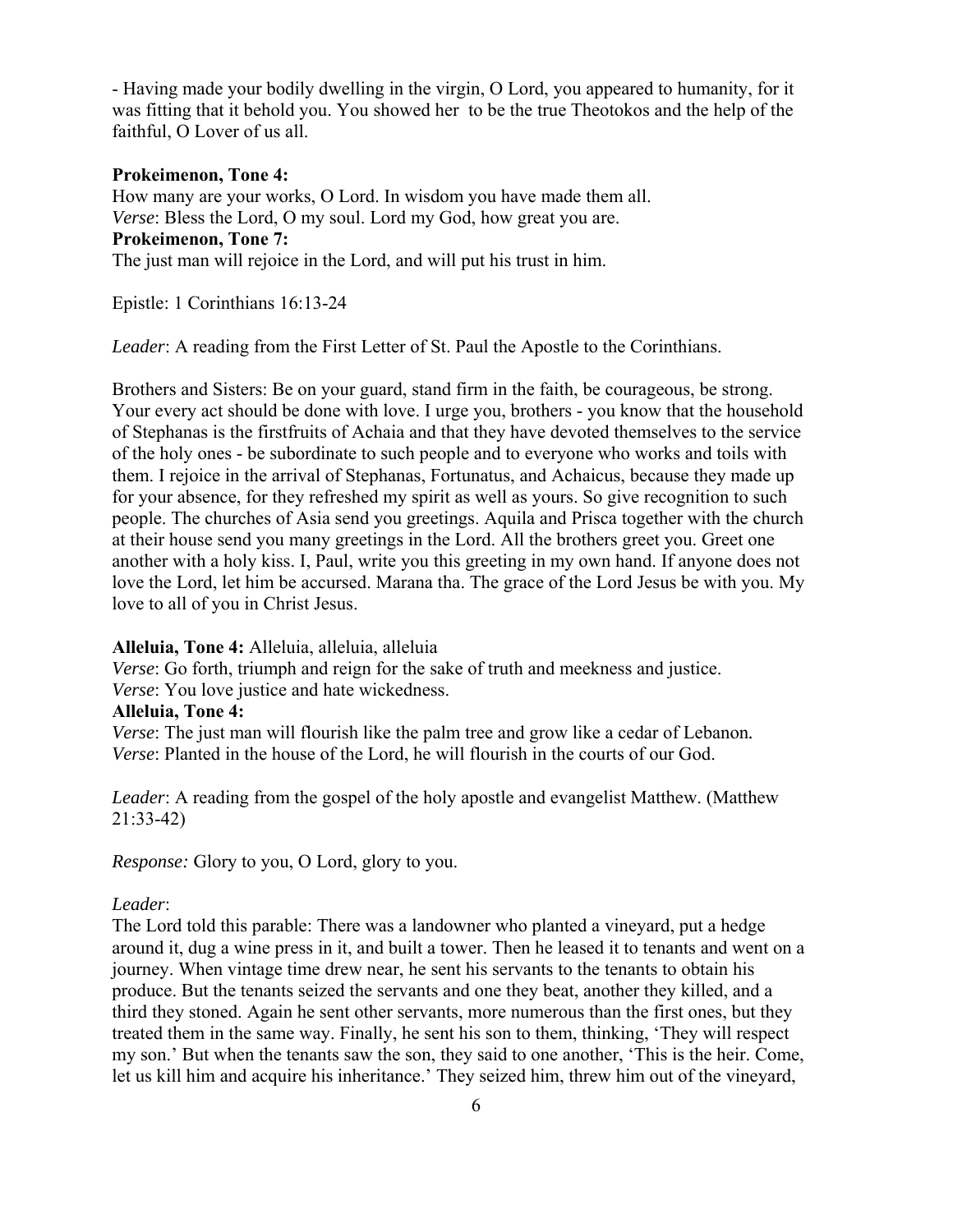- Having made your bodily dwelling in the virgin, O Lord, you appeared to humanity, for it was fitting that it behold you. You showed her to be the true Theotokos and the help of the faithful, O Lover of us all.

**Prokeimenon, Tone 4:**
How many are your works, O Lord. In wisdom you have made them all.
*Verse*: Bless the Lord, O my soul. Lord my God, how great you are.
**Prokeimenon, Tone 7:**
The just man will rejoice in the Lord, and will put his trust in him.

Epistle: 1 Corinthians 16:13-24

*Leader*: A reading from the First Letter of St. Paul the Apostle to the Corinthians.

Brothers and Sisters: Be on your guard, stand firm in the faith, be courageous, be strong. Your every act should be done with love. I urge you, brothers - you know that the household of Stephanas is the firstfruits of Achaia and that they have devoted themselves to the service of the holy ones - be subordinate to such people and to everyone who works and toils with them. I rejoice in the arrival of Stephanas, Fortunatus, and Achaicus, because they made up for your absence, for they refreshed my spirit as well as yours. So give recognition to such people. The churches of Asia send you greetings. Aquila and Prisca together with the church at their house send you many greetings in the Lord. All the brothers greet you. Greet one another with a holy kiss. I, Paul, write you this greeting in my own hand. If anyone does not love the Lord, let him be accursed. Marana tha. The grace of the Lord Jesus be with you. My love to all of you in Christ Jesus.

**Alleluia, Tone 4:** Alleluia, alleluia, alleluia
*Verse*: Go forth, triumph and reign for the sake of truth and meekness and justice.
*Verse*: You love justice and hate wickedness.
**Alleluia, Tone 4:**
*Verse*: The just man will flourish like the palm tree and grow like a cedar of Lebanon.
*Verse*: Planted in the house of the Lord, he will flourish in the courts of our God.

*Leader*: A reading from the gospel of the holy apostle and evangelist Matthew. (Matthew 21:33-42)

*Response:* Glory to you, O Lord, glory to you.

*Leader*:
The Lord told this parable: There was a landowner who planted a vineyard, put a hedge around it, dug a wine press in it, and built a tower. Then he leased it to tenants and went on a journey. When vintage time drew near, he sent his servants to the tenants to obtain his produce. But the tenants seized the servants and one they beat, another they killed, and a third they stoned. Again he sent other servants, more numerous than the first ones, but they treated them in the same way. Finally, he sent his son to them, thinking, 'They will respect my son.' But when the tenants saw the son, they said to one another, 'This is the heir. Come, let us kill him and acquire his inheritance.' They seized him, threw him out of the vineyard,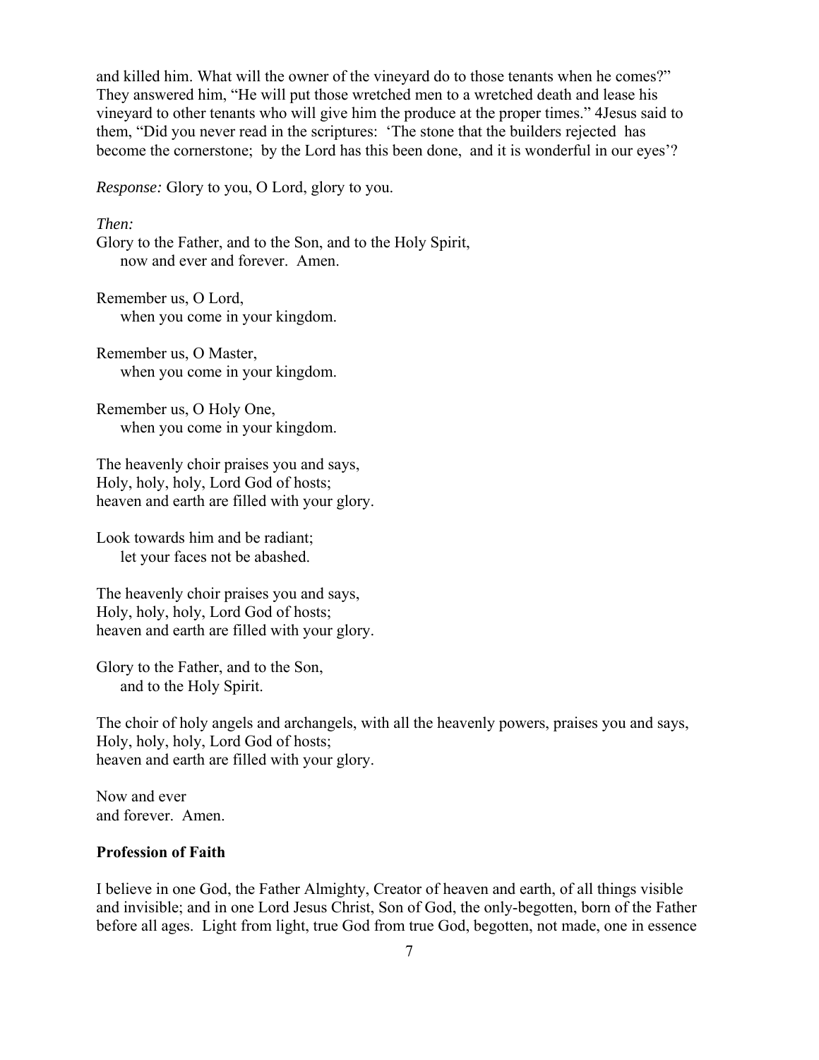and killed him. What will the owner of the vineyard do to those tenants when he comes?" They answered him, "He will put those wretched men to a wretched death and lease his vineyard to other tenants who will give him the produce at the proper times." 4Jesus said to them, "Did you never read in the scriptures: 'The stone that the builders rejected has become the cornerstone; by the Lord has this been done, and it is wonderful in our eyes'?

*Response:* Glory to you, O Lord, glory to you.

*Then:*

Glory to the Father, and to the Son, and to the Holy Spirit,
now and ever and forever. Amen.

Remember us, O Lord,
when you come in your kingdom.

Remember us, O Master,
when you come in your kingdom.

Remember us, O Holy One,
when you come in your kingdom.

The heavenly choir praises you and says,
Holy, holy, holy, Lord God of hosts;
heaven and earth are filled with your glory.

Look towards him and be radiant;
let your faces not be abashed.

The heavenly choir praises you and says,
Holy, holy, holy, Lord God of hosts;
heaven and earth are filled with your glory.

Glory to the Father, and to the Son,
and to the Holy Spirit.

The choir of holy angels and archangels, with all the heavenly powers, praises you and says,
Holy, holy, holy, Lord God of hosts;
heaven and earth are filled with your glory.

Now and ever
and forever. Amen.

**Profession of Faith**

I believe in one God, the Father Almighty, Creator of heaven and earth, of all things visible and invisible; and in one Lord Jesus Christ, Son of God, the only-begotten, born of the Father before all ages. Light from light, true God from true God, begotten, not made, one in essence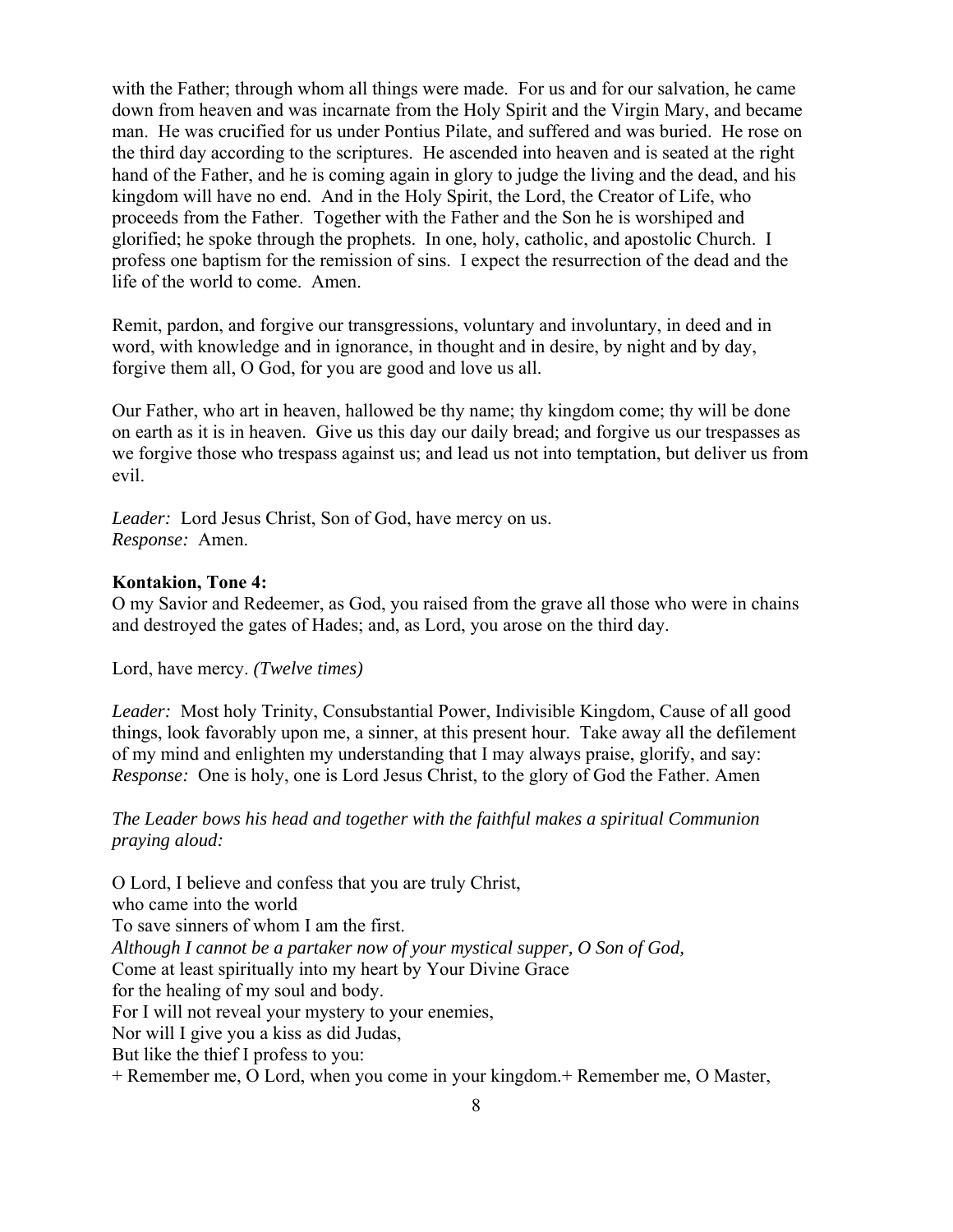with the Father; through whom all things were made. For us and for our salvation, he came down from heaven and was incarnate from the Holy Spirit and the Virgin Mary, and became man. He was crucified for us under Pontius Pilate, and suffered and was buried. He rose on the third day according to the scriptures. He ascended into heaven and is seated at the right hand of the Father, and he is coming again in glory to judge the living and the dead, and his kingdom will have no end. And in the Holy Spirit, the Lord, the Creator of Life, who proceeds from the Father. Together with the Father and the Son he is worshiped and glorified; he spoke through the prophets. In one, holy, catholic, and apostolic Church. I profess one baptism for the remission of sins. I expect the resurrection of the dead and the life of the world to come. Amen.

Remit, pardon, and forgive our transgressions, voluntary and involuntary, in deed and in word, with knowledge and in ignorance, in thought and in desire, by night and by day, forgive them all, O God, for you are good and love us all.

Our Father, who art in heaven, hallowed be thy name; thy kingdom come; thy will be done on earth as it is in heaven. Give us this day our daily bread; and forgive us our trespasses as we forgive those who trespass against us; and lead us not into temptation, but deliver us from evil.

*Leader:* Lord Jesus Christ, Son of God, have mercy on us.
*Response:* Amen.

**Kontakion, Tone 4:**
O my Savior and Redeemer, as God, you raised from the grave all those who were in chains and destroyed the gates of Hades; and, as Lord, you arose on the third day.

Lord, have mercy. *(Twelve times)*

*Leader:* Most holy Trinity, Consubstantial Power, Indivisible Kingdom, Cause of all good things, look favorably upon me, a sinner, at this present hour. Take away all the defilement of my mind and enlighten my understanding that I may always praise, glorify, and say:
*Response:* One is holy, one is Lord Jesus Christ, to the glory of God the Father. Amen

*The Leader bows his head and together with the faithful makes a spiritual Communion praying aloud:*

O Lord, I believe and confess that you are truly Christ,
who came into the world
To save sinners of whom I am the first.
*Although I cannot be a partaker now of your mystical supper, O Son of God,*
Come at least spiritually into my heart by Your Divine Grace
for the healing of my soul and body.
For I will not reveal your mystery to your enemies,
Nor will I give you a kiss as did Judas,
But like the thief I profess to you:
+ Remember me, O Lord, when you come in your kingdom.+ Remember me, O Master,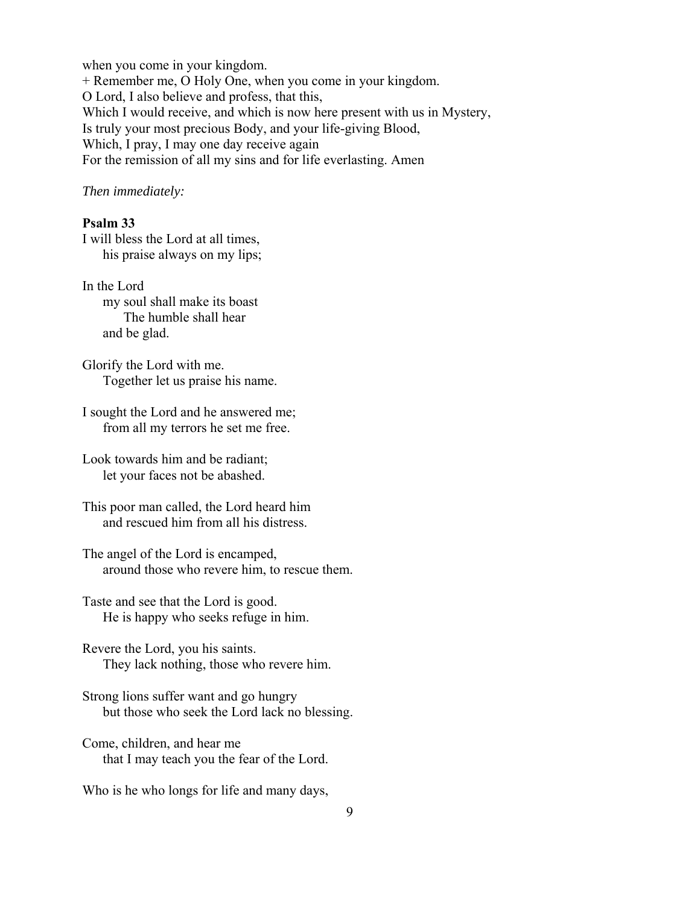when you come in your kingdom.
+ Remember me, O Holy One, when you come in your kingdom.
O Lord, I also believe and profess, that this,
Which I would receive, and which is now here present with us in Mystery,
Is truly your most precious Body, and your life-giving Blood,
Which, I pray, I may one day receive again
For the remission of all my sins and for life everlasting. Amen

*Then immediately:*

**Psalm 33**
I will bless the Lord at all times,
his praise always on my lips;

In the Lord
my soul shall make its boast
The humble shall hear
and be glad.

Glorify the Lord with me.
Together let us praise his name.

I sought the Lord and he answered me;
from all my terrors he set me free.

Look towards him and be radiant;
let your faces not be abashed.

This poor man called, the Lord heard him
and rescued him from all his distress.

The angel of the Lord is encamped,
around those who revere him, to rescue them.

Taste and see that the Lord is good.
He is happy who seeks refuge in him.

Revere the Lord, you his saints.
They lack nothing, those who revere him.

Strong lions suffer want and go hungry
but those who seek the Lord lack no blessing.

Come, children, and hear me
that I may teach you the fear of the Lord.

Who is he who longs for life and many days,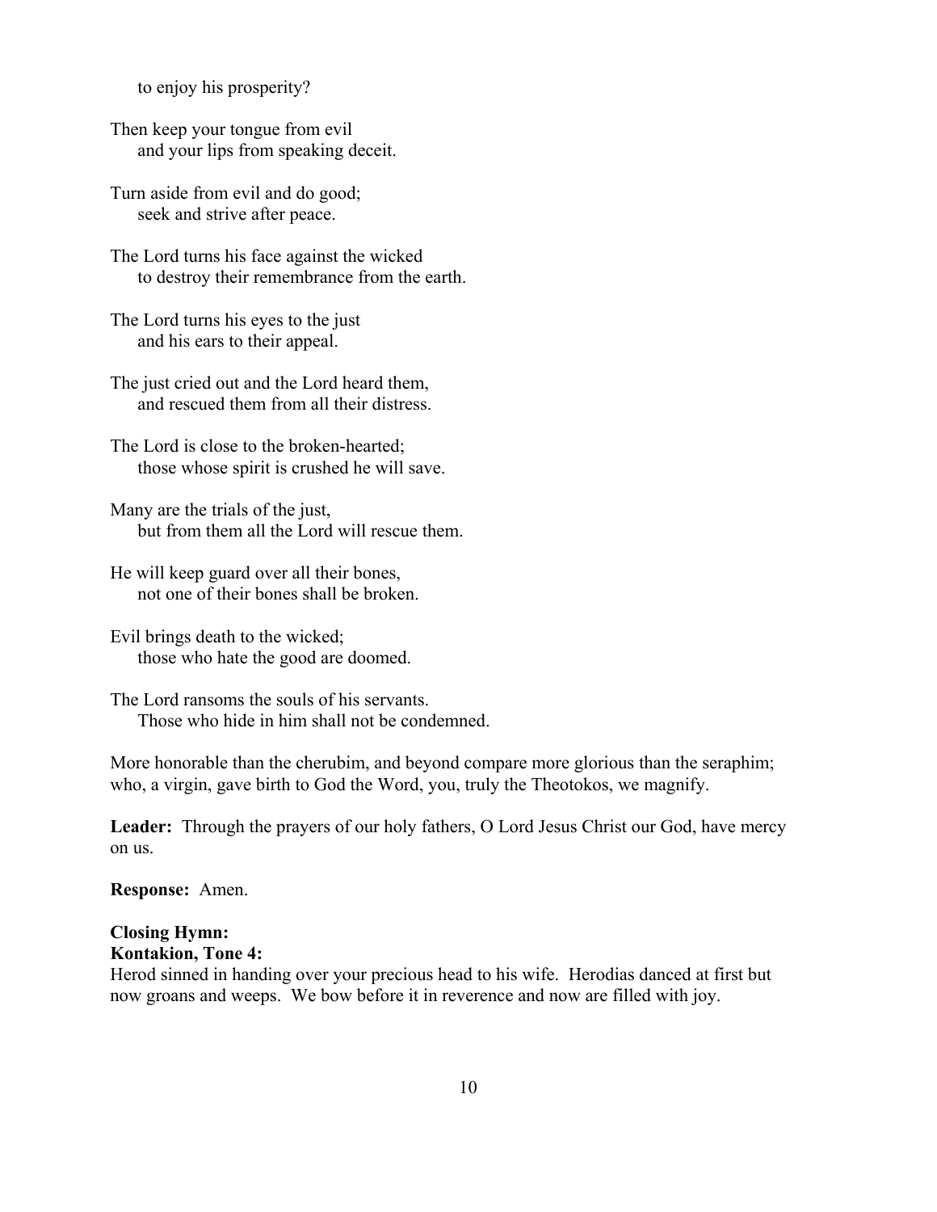to enjoy his prosperity?

Then keep your tongue from evil
and your lips from speaking deceit.

Turn aside from evil and do good;
seek and strive after peace.

The Lord turns his face against the wicked
to destroy their remembrance from the earth.

The Lord turns his eyes to the just
and his ears to their appeal.

The just cried out and the Lord heard them,
and rescued them from all their distress.

The Lord is close to the broken-hearted;
those whose spirit is crushed he will save.

Many are the trials of the just,
but from them all the Lord will rescue them.

He will keep guard over all their bones,
not one of their bones shall be broken.

Evil brings death to the wicked;
those who hate the good are doomed.

The Lord ransoms the souls of his servants.
Those who hide in him shall not be condemned.

More honorable than the cherubim, and beyond compare more glorious than the seraphim; who, a virgin, gave birth to God the Word, you, truly the Theotokos, we magnify.

**Leader:** Through the prayers of our holy fathers, O Lord Jesus Christ our God, have mercy on us.

**Response:** Amen.

**Closing Hymn:**
**Kontakion, Tone 4:**
Herod sinned in handing over your precious head to his wife. Herodias danced at first but now groans and weeps. We bow before it in reverence and now are filled with joy.